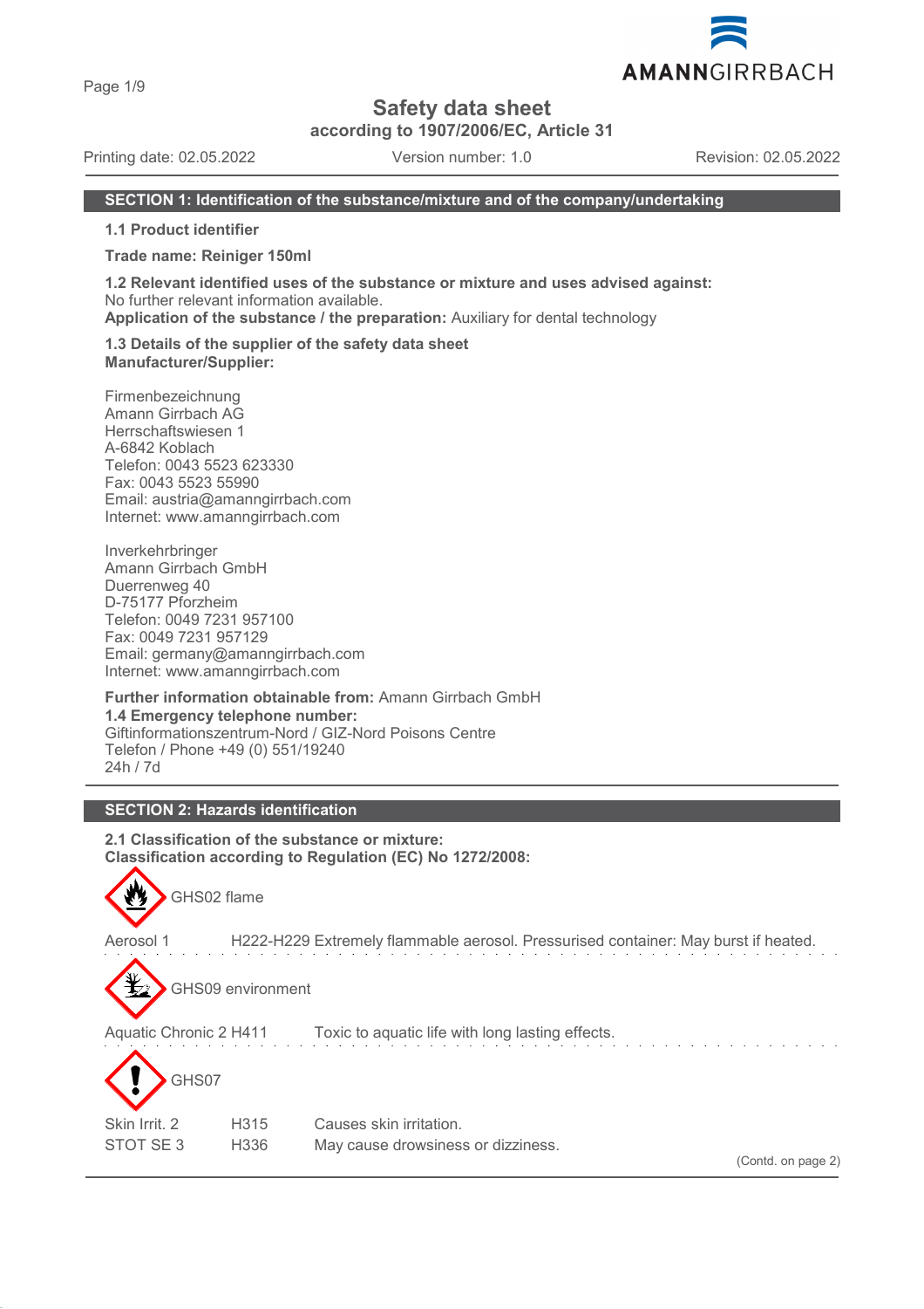# Safety data sheet

**according to 1907/2006/EC, Article 31**

Printing date: 02.05.2022 Version number: 1.0 Revision: 02.05.2022

## SECTION 1: Identification of the substance/mixture and of the company/undertaking

**1.1 Product identifier**

**Trade name: Reiniger 150ml**

**1.2 Relevant identified uses of the substance or mixture and uses advised against:**
No further relevant information available.
**Application of the substance / the preparation:** Auxiliary for dental technology

**1.3 Details of the supplier of the safety data sheet**
**Manufacturer/Supplier:**

Firmenbezeichnung
Amann Girrbach AG
Herrschaftswiesen 1
A-6842 Koblach
Telefon: 0043 5523 623330
Fax: 0043 5523 55990
Email: austria@amanngirrbach.com
Internet: www.amanngirrbach.com

Inverkehrbringer
Amann Girrbach GmbH
Duerrenweg 40
D-75177 Pforzheim
Telefon: 0049 7231 957100
Fax: 0049 7231 957129
Email: germany@amanngirrbach.com
Internet: www.amanngirrbach.com

**Further information obtainable from:** Amann Girrbach GmbH
**1.4 Emergency telephone number:**
Giftinformationszentrum-Nord / GIZ-Nord Poisons Centre
Telefon / Phone +49 (0) 551/19240
24h / 7d

## SECTION 2: Hazards identification

**2.1 Classification of the substance or mixture:**
**Classification according to Regulation (EC) No 1272/2008:**

GHS02 flame

Aerosol 1 H222-H229 Extremely flammable aerosol. Pressurised container: May burst if heated.

GHS09 environment

Aquatic Chronic 2 H411 Toxic to aquatic life with long lasting effects.

GHS07

| | | |
|---|---|---|
| Skin Irrit. 2 | H315 | Causes skin irritation. |
| STOT SE 3 | H336 | May cause drowsiness or dizziness. |

(Contd. on page 2)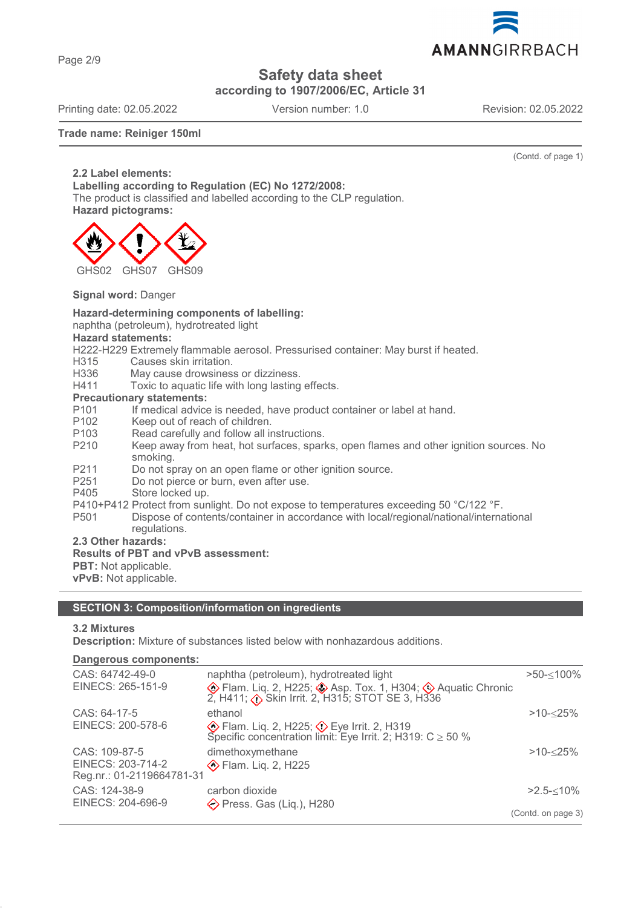(Contd. of page 1)

**2.2 Label elements:**

**Labelling according to Regulation (EC) No 1272/2008:**

The product is classified and labelled according to the CLP regulation.

**Hazard pictograms:**

GHS02 GHS07 GHS09

**Signal word:** Danger

**Hazard-determining components of labelling:**

naphtha (petroleum), hydrotreated light

**Hazard statements:**

H222-H229 Extremely flammable aerosol. Pressurised container: May burst if heated.

H315 Causes skin irritation.

H336 May cause drowsiness or dizziness.

H411 Toxic to aquatic life with long lasting effects.

**Precautionary statements:**

P101 If medical advice is needed, have product container or label at hand.

P102 Keep out of reach of children.

P103 Read carefully and follow all instructions.

P210 Keep away from heat, hot surfaces, sparks, open flames and other ignition sources. No smoking.

P211 Do not spray on an open flame or other ignition source.

P251 Do not pierce or burn, even after use.

P405 Store locked up.

P410+P412 Protect from sunlight. Do not expose to temperatures exceeding 50 °C/122 °F.

P501 Dispose of contents/container in accordance with local/regional/national/international regulations.

**2.3 Other hazards:**

**Results of PBT and vPvB assessment:**

**PBT:** Not applicable.

**vPvB:** Not applicable.

## SECTION 3: Composition/information on ingredients

**3.2 Mixtures**

**Description:** Mixture of substances listed below with nonhazardous additions.

**Dangerous components:**

| | | |
|---|---|---|
| CAS: 64742-49-0<br>EINECS: 265-151-9 | naphtha (petroleum), hydrotreated light<br>Flam. Liq. 2, H225; Asp. Tox. 1, H304; Aquatic Chronic 2, H411; Skin Irrit. 2, H315; STOT SE 3, H336 | >50-≤100% |
| CAS: 64-17-5<br>EINECS: 200-578-6 | ethanol<br>Flam. Liq. 2, H225; Eye Irrit. 2, H319<br>Specific concentration limit: Eye Irrit. 2; H319: C ≥ 50 % | >10-≤25% |
| CAS: 109-87-5<br>EINECS: 203-714-2<br>Reg.nr.: 01-2119664781-31 | dimethoxymethane<br>Flam. Liq. 2, H225 | >10-≤25% |
| CAS: 124-38-9<br>EINECS: 204-696-9 | carbon dioxide<br>Press. Gas (Liq.), H280 | >2.5-≤10% |

(Contd. on page 3)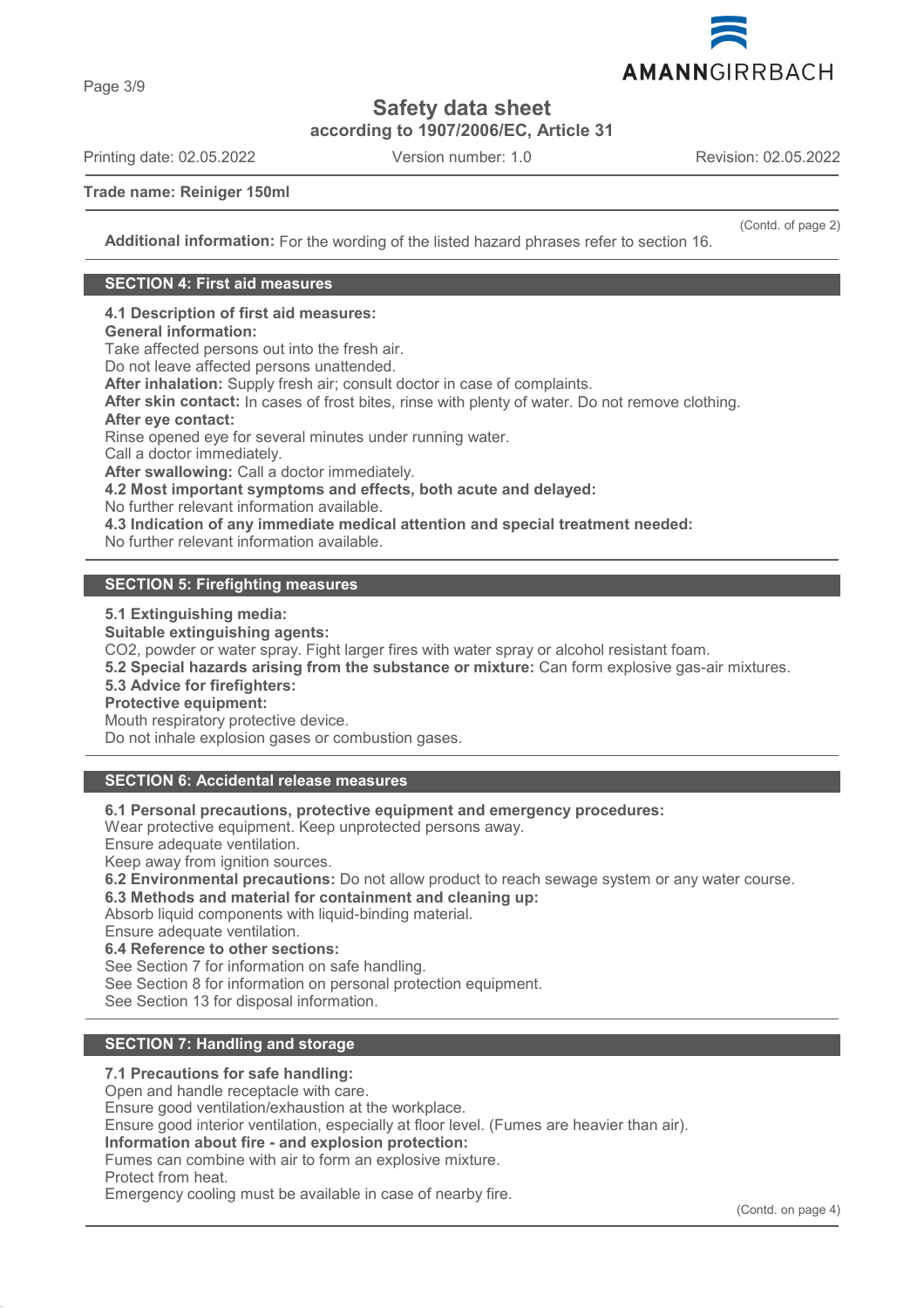(Contd. of page 2)

**Additional information:** For the wording of the listed hazard phrases refer to section 16.

## SECTION 4: First aid measures

**4.1 Description of first aid measures:**

**General information:**

Take affected persons out into the fresh air.

Do not leave affected persons unattended.

**After inhalation:** Supply fresh air; consult doctor in case of complaints.

**After skin contact:** In cases of frost bites, rinse with plenty of water. Do not remove clothing.

**After eye contact:**

Rinse opened eye for several minutes under running water.

Call a doctor immediately.

**After swallowing:** Call a doctor immediately.

**4.2 Most important symptoms and effects, both acute and delayed:**

No further relevant information available.

**4.3 Indication of any immediate medical attention and special treatment needed:**

No further relevant information available.

## SECTION 5: Firefighting measures

**5.1 Extinguishing media:**

**Suitable extinguishing agents:**

$CO_2$, powder or water spray. Fight larger fires with water spray or alcohol resistant foam.

**5.2 Special hazards arising from the substance or mixture:** Can form explosive gas-air mixtures.

**5.3 Advice for firefighters:**

**Protective equipment:**

Mouth respiratory protective device.

Do not inhale explosion gases or combustion gases.

## SECTION 6: Accidental release measures

**6.1 Personal precautions, protective equipment and emergency procedures:**

Wear protective equipment. Keep unprotected persons away.

Ensure adequate ventilation.

Keep away from ignition sources.

**6.2 Environmental precautions:** Do not allow product to reach sewage system or any water course.

**6.3 Methods and material for containment and cleaning up:**

Absorb liquid components with liquid-binding material.

Ensure adequate ventilation.

**6.4 Reference to other sections:**

See Section 7 for information on safe handling.

See Section 8 for information on personal protection equipment.

See Section 13 for disposal information.

## SECTION 7: Handling and storage

**7.1 Precautions for safe handling:**

Open and handle receptacle with care.

Ensure good ventilation/exhaustion at the workplace.

Ensure good interior ventilation, especially at floor level. (Fumes are heavier than air).

**Information about fire - and explosion protection:**

Fumes can combine with air to form an explosive mixture.

Protect from heat.

Emergency cooling must be available in case of nearby fire.

(Contd. on page 4)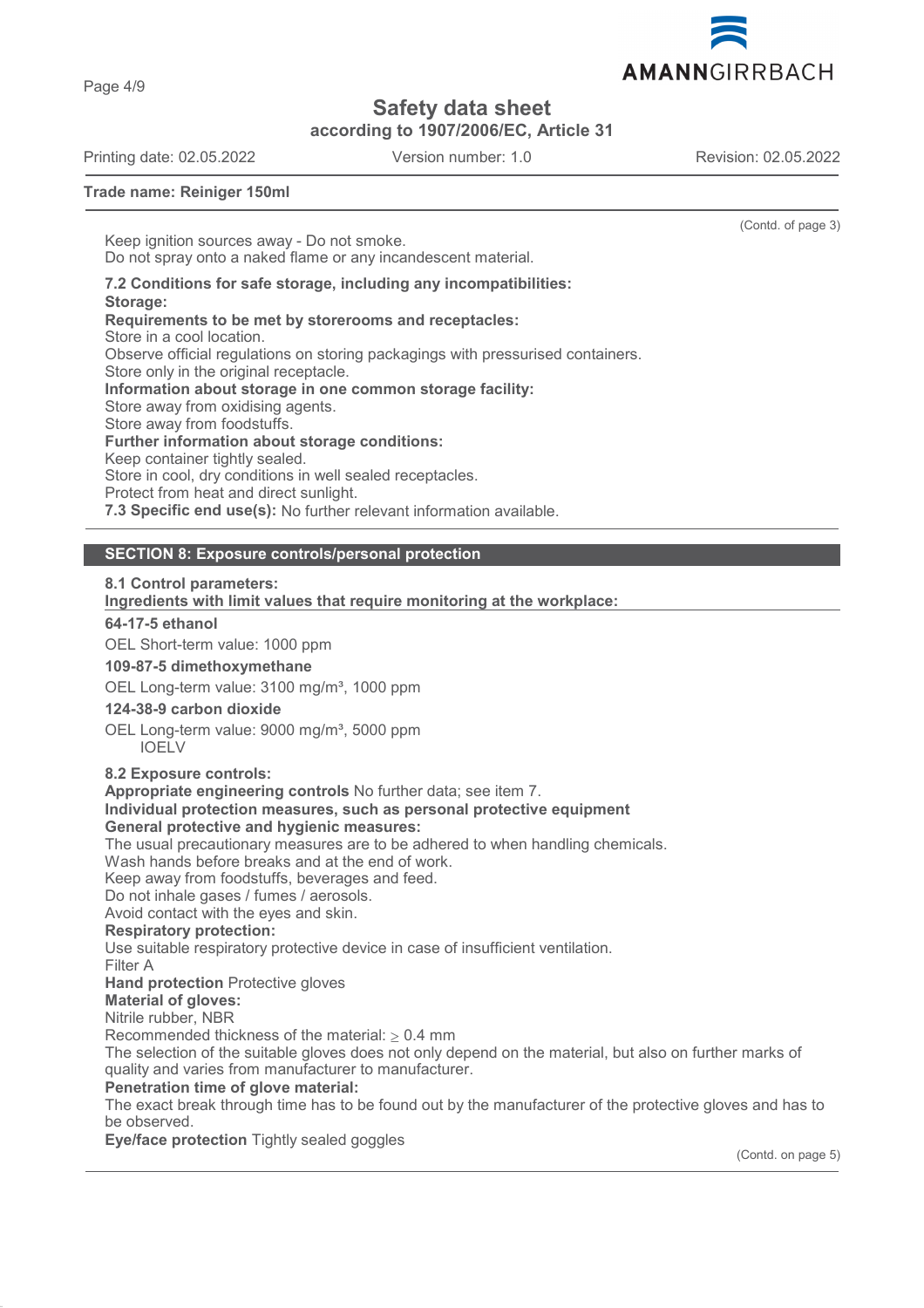**Safety data sheet**
**according to 1907/2006/EC, Article 31**

Printing date: 02.05.2022 Version number: 1.0 Revision: 02.05.2022

**Trade name: Reiniger 150ml**

(Contd. of page 3)

Keep ignition sources away - Do not smoke.
Do not spray onto a naked flame or any incandescent material.

**7.2 Conditions for safe storage, including any incompatibilities:**
**Storage:**
**Requirements to be met by storerooms and receptacles:**
Store in a cool location.
Observe official regulations on storing packagings with pressurised containers.
Store only in the original receptacle.
**Information about storage in one common storage facility:**
Store away from oxidising agents.
Store away from foodstuffs.
**Further information about storage conditions:**
Keep container tightly sealed.
Store in cool, dry conditions in well sealed receptacles.
Protect from heat and direct sunlight.
**7.3 Specific end use(s):** No further relevant information available.

## SECTION 8: Exposure controls/personal protection

**8.1 Control parameters:**
**Ingredients with limit values that require monitoring at the workplace:**

**64-17-5 ethanol**
OEL Short-term value: 1000 ppm

**109-87-5 dimethoxymethane**
OEL Long-term value: 3100 mg/m³, 1000 ppm

**124-38-9 carbon dioxide**
OEL Long-term value: 9000 mg/m³, 5000 ppm
IOELV

**8.2 Exposure controls:**
**Appropriate engineering controls** No further data; see item 7.
**Individual protection measures, such as personal protective equipment**
**General protective and hygienic measures:**
The usual precautionary measures are to be adhered to when handling chemicals.
Wash hands before breaks and at the end of work.
Keep away from foodstuffs, beverages and feed.
Do not inhale gases / fumes / aerosols.
Avoid contact with the eyes and skin.
**Respiratory protection:**
Use suitable respiratory protective device in case of insufficient ventilation.
Filter A
**Hand protection** Protective gloves
**Material of gloves:**
Nitrile rubber, NBR
Recommended thickness of the material: $\geq$ 0.4 mm
The selection of the suitable gloves does not only depend on the material, but also on further marks of quality and varies from manufacturer to manufacturer.
**Penetration time of glove material:**
The exact break through time has to be found out by the manufacturer of the protective gloves and has to be observed.
**Eye/face protection** Tightly sealed goggles

(Contd. on page 5)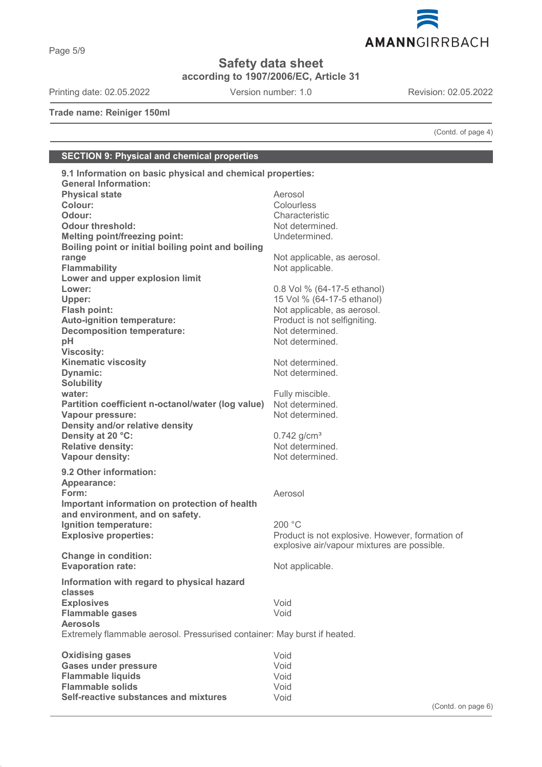**Trade name: Reiniger 150ml**

(Contd. of page 4)

## SECTION 9: Physical and chemical properties

**9.1 Information on basic physical and chemical properties:**

**General Information:**

| | |
|---|---|
| **Physical state** | Aerosol |
| **Colour:** | Colourless |
| **Odour:** | Characteristic |
| **Odour threshold:** | Not determined. |
| **Melting point/freezing point:** | Undetermined. |
| **Boiling point or initial boiling point and boiling range** | Not applicable, as aerosol. |
| **Flammability** | Not applicable. |
| **Lower and upper explosion limit** | |
| **Lower:** | 0.8 Vol % (64-17-5 ethanol) |
| **Upper:** | 15 Vol % (64-17-5 ethanol) |
| **Flash point:** | Not applicable, as aerosol. |
| **Auto-ignition temperature:** | Product is not selfigniting. |
| **Decomposition temperature:** | Not determined. |
| **pH** | Not determined. |
| **Viscosity:** | |
| **Kinematic viscosity** | Not determined. |
| **Dynamic:** | Not determined. |
| **Solubility** | |
| **water:** | Fully miscible. |
| **Partition coefficient n-octanol/water (log value)** | Not determined. |
| **Vapour pressure:** | Not determined. |
| **Density and/or relative density** | |
| **Density at 20 °C:** | 0.742 g/cm³ |
| **Relative density:** | Not determined. |
| **Vapour density:** | Not determined. |

**9.2 Other information:**

| | |
|---|---|
| **Appearance:** | |
| **Form:** | Aerosol |
| **Important information on protection of health and environment, and on safety.** | |
| **Ignition temperature:** | 200 °C |
| **Explosive properties:** | Product is not explosive. However, formation of explosive air/vapour mixtures are possible. |
| **Change in condition:** | |
| **Evaporation rate:** | Not applicable. |

**Information with regard to physical hazard classes**

| | |
|---|---|
| **Explosives** | Void |
| **Flammable gases** | Void |
| **Aerosols** | |

Extremely flammable aerosol. Pressurised container: May burst if heated.

| | |
|---|---|
| **Oxidising gases** | Void |
| **Gases under pressure** | Void |
| **Flammable liquids** | Void |
| **Flammable solids** | Void |
| **Self-reactive substances and mixtures** | Void |

(Contd. on page 6)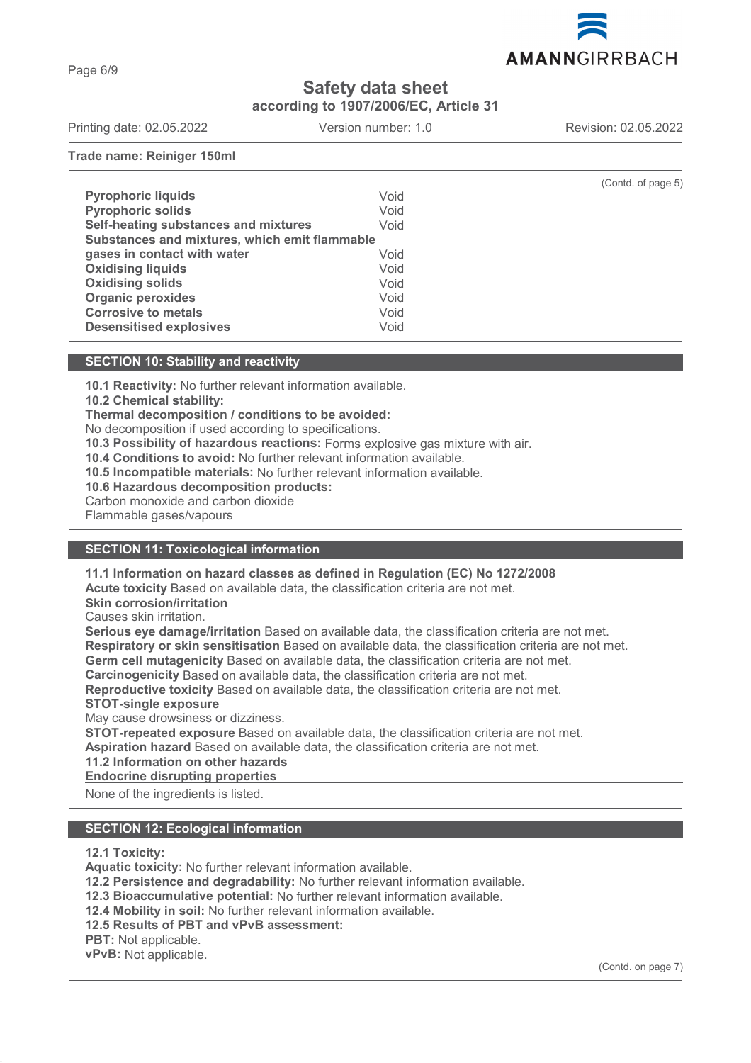**Trade name: Reiniger 150ml**

(Contd. of page 5)

| | |
|---|---|
| **Pyrophoric liquids** | Void |
| **Pyrophoric solids** | Void |
| **Self-heating substances and mixtures** | Void |
| **Substances and mixtures, which emit flammable gases in contact with water** | Void |
| **Oxidising liquids** | Void |
| **Oxidising solids** | Void |
| **Organic peroxides** | Void |
| **Corrosive to metals** | Void |
| **Desensitised explosives** | Void |

## SECTION 10: Stability and reactivity

**10.1 Reactivity:** No further relevant information available.
**10.2 Chemical stability:**
**Thermal decomposition / conditions to be avoided:**
No decomposition if used according to specifications.
**10.3 Possibility of hazardous reactions:** Forms explosive gas mixture with air.
**10.4 Conditions to avoid:** No further relevant information available.
**10.5 Incompatible materials:** No further relevant information available.
**10.6 Hazardous decomposition products:**
Carbon monoxide and carbon dioxide
Flammable gases/vapours

## SECTION 11: Toxicological information

**11.1 Information on hazard classes as defined in Regulation (EC) No 1272/2008**
**Acute toxicity** Based on available data, the classification criteria are not met.
**Skin corrosion/irritation**
Causes skin irritation.
**Serious eye damage/irritation** Based on available data, the classification criteria are not met.
**Respiratory or skin sensitisation** Based on available data, the classification criteria are not met.
**Germ cell mutagenicity** Based on available data, the classification criteria are not met.
**Carcinogenicity** Based on available data, the classification criteria are not met.
**Reproductive toxicity** Based on available data, the classification criteria are not met.
**STOT-single exposure**
May cause drowsiness or dizziness.
**STOT-repeated exposure** Based on available data, the classification criteria are not met.
**Aspiration hazard** Based on available data, the classification criteria are not met.
**11.2 Information on other hazards**
**Endocrine disrupting properties**

None of the ingredients is listed.

## SECTION 12: Ecological information

**12.1 Toxicity:**
**Aquatic toxicity:** No further relevant information available.
**12.2 Persistence and degradability:** No further relevant information available.
**12.3 Bioaccumulative potential:** No further relevant information available.
**12.4 Mobility in soil:** No further relevant information available.
**12.5 Results of PBT and vPvB assessment:**
**PBT:** Not applicable.
**vPvB:** Not applicable.

(Contd. on page 7)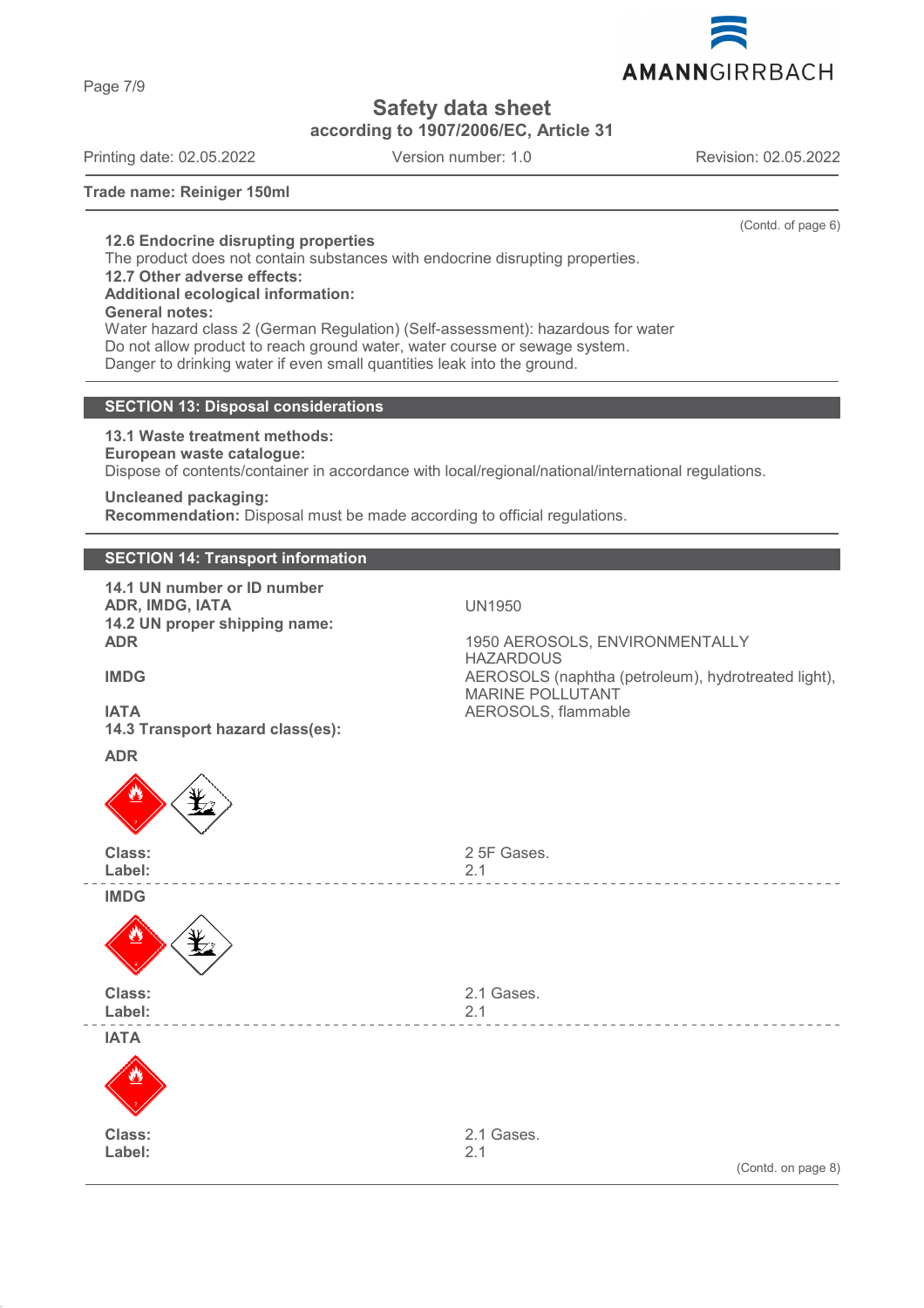(Contd. of page 6)

**12.6 Endocrine disrupting properties**
The product does not contain substances with endocrine disrupting properties.
**12.7 Other adverse effects:**
**Additional ecological information:**
**General notes:**
Water hazard class 2 (German Regulation) (Self-assessment): hazardous for water
Do not allow product to reach ground water, water course or sewage system.
Danger to drinking water if even small quantities leak into the ground.

## SECTION 13: Disposal considerations

**13.1 Waste treatment methods:**
**European waste catalogue:**
Dispose of contents/container in accordance with local/regional/national/international regulations.

**Uncleaned packaging:**
**Recommendation:** Disposal must be made according to official regulations.

## SECTION 14: Transport information

**14.1 UN number or ID number**
**ADR, IMDG, IATA** UN1950
**14.2 UN proper shipping name:**
**ADR** 1950 AEROSOLS, ENVIRONMENTALLY HAZARDOUS
**IMDG** AEROSOLS (naphtha (petroleum), hydrotreated light), MARINE POLLUTANT
**IATA** AEROSOLS, flammable
**14.3 Transport hazard class(es):**

**ADR**

**Class:** 2 5F Gases.
**Label:** 2.1

**IMDG**

**Class:** 2.1 Gases.
**Label:** 2.1

**IATA**

**Class:** 2.1 Gases.
**Label:** 2.1

(Contd. on page 8)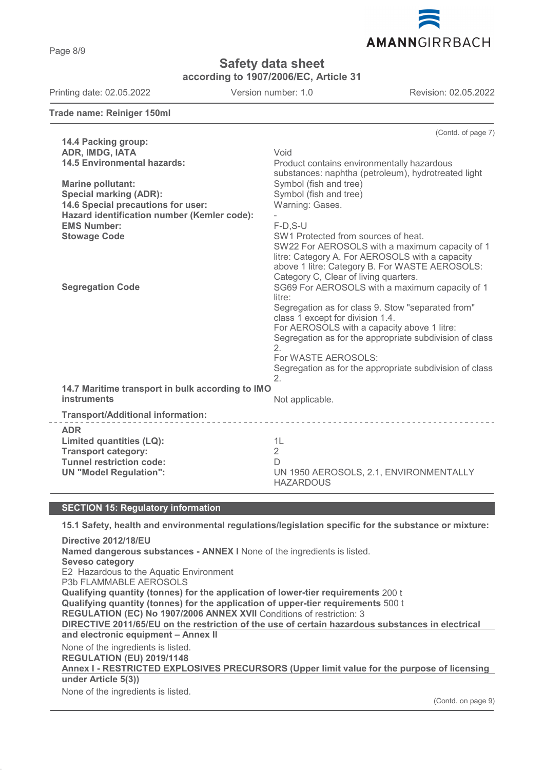**Trade name: Reiniger 150ml**

(Contd. of page 7)

| | |
|---|---|
| **14.4 Packing group:** | |
| **ADR, IMDG, IATA** | Void |
| **14.5 Environmental hazards:** | Product contains environmentally hazardous substances: naphtha (petroleum), hydrotreated light |
| **Marine pollutant:** | Symbol (fish and tree) |
| **Special marking (ADR):** | Symbol (fish and tree) |
| **14.6 Special precautions for user:** | Warning: Gases. |
| **Hazard identification number (Kemler code):** | - |
| **EMS Number:** | F-D,S-U |
| **Stowage Code** | SW1 Protected from sources of heat.<br>SW22 For AEROSOLS with a maximum capacity of 1 litre: Category A. For AEROSOLS with a capacity above 1 litre: Category B. For WASTE AEROSOLS: Category C, Clear of living quarters. |
| **Segregation Code** | SG69 For AEROSOLS with a maximum capacity of 1 litre:<br>Segregation as for class 9. Stow "separated from" class 1 except for division 1.4.<br>For AEROSOLS with a capacity above 1 litre:<br>Segregation as for the appropriate subdivision of class 2.<br>For WASTE AEROSOLS:<br>Segregation as for the appropriate subdivision of class 2. |
| **14.7 Maritime transport in bulk according to IMO instruments** | Not applicable. |

**Transport/Additional information:**

| | |
|---|---|
| **ADR** | |
| **Limited quantities (LQ):** | 1L |
| **Transport category:** | 2 |
| **Tunnel restriction code:** | D |
| **UN "Model Regulation":** | UN 1950 AEROSOLS, 2.1, ENVIRONMENTALLY HAZARDOUS |

## SECTION 15: Regulatory information

**15.1 Safety, health and environmental regulations/legislation specific for the substance or mixture:**

**Directive 2012/18/EU**
**Named dangerous substances - ANNEX I** None of the ingredients is listed.
**Seveso category**
E2 Hazardous to the Aquatic Environment
P3b FLAMMABLE AEROSOLS
**Qualifying quantity (tonnes) for the application of lower-tier requirements** 200 t
**Qualifying quantity (tonnes) for the application of upper-tier requirements** 500 t
**REGULATION (EC) No 1907/2006 ANNEX XVII** Conditions of restriction: 3

**DIRECTIVE 2011/65/EU on the restriction of the use of certain hazardous substances in electrical and electronic equipment – Annex II**

None of the ingredients is listed.

**REGULATION (EU) 2019/1148**

**Annex I - RESTRICTED EXPLOSIVES PRECURSORS (Upper limit value for the purpose of licensing under Article 5(3))**

None of the ingredients is listed.

(Contd. on page 9)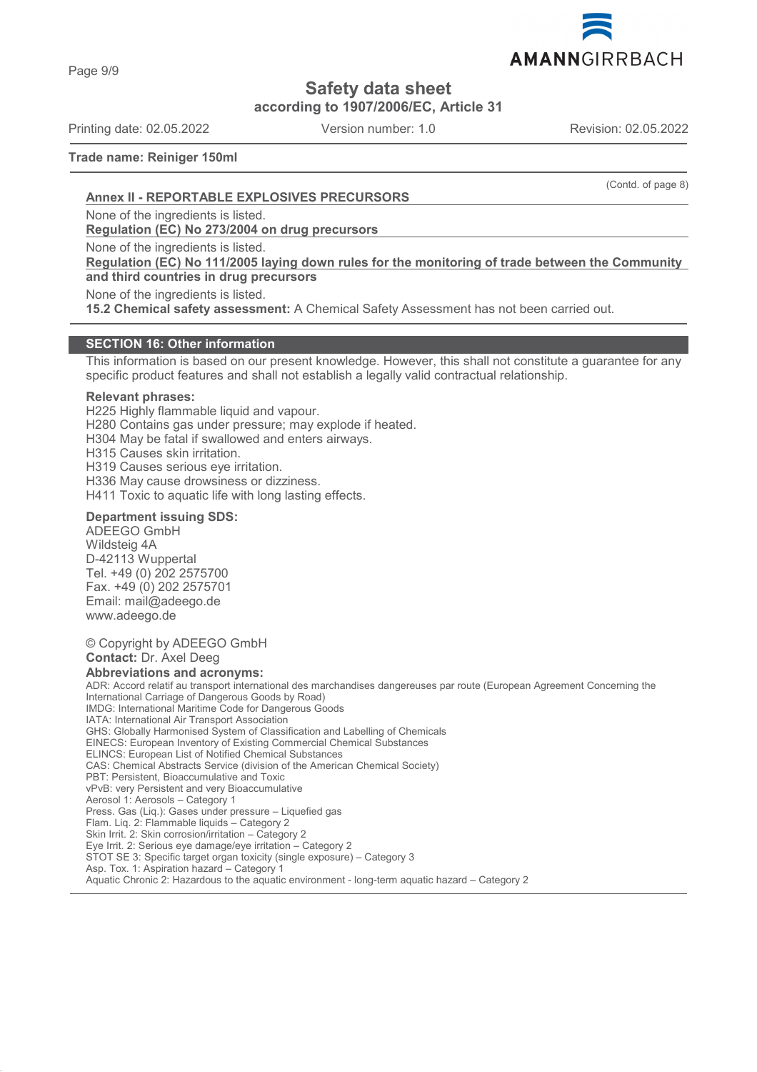**Trade name: Reiniger 150ml**

(Contd. of page 8)

**Annex II - REPORTABLE EXPLOSIVES PRECURSORS**

None of the ingredients is listed.

**Regulation (EC) No 273/2004 on drug precursors**

None of the ingredients is listed.

**Regulation (EC) No 111/2005 laying down rules for the monitoring of trade between the Community and third countries in drug precursors**

None of the ingredients is listed.

**15.2 Chemical safety assessment:** A Chemical Safety Assessment has not been carried out.

## SECTION 16: Other information

This information is based on our present knowledge. However, this shall not constitute a guarantee for any specific product features and shall not establish a legally valid contractual relationship.

**Relevant phrases:**

H225 Highly flammable liquid and vapour.
H280 Contains gas under pressure; may explode if heated.
H304 May be fatal if swallowed and enters airways.
H315 Causes skin irritation.
H319 Causes serious eye irritation.
H336 May cause drowsiness or dizziness.
H411 Toxic to aquatic life with long lasting effects.

**Department issuing SDS:**

ADEEGO GmbH
Wildsteig 4A
D-42113 Wuppertal
Tel. +49 (0) 202 2575700
Fax. +49 (0) 202 2575701
Email: mail@adeego.de
www.adeego.de

© Copyright by ADEEGO GmbH
**Contact:** Dr. Axel Deeg

**Abbreviations and acronyms:**

ADR: Accord relatif au transport international des marchandises dangereuses par route (European Agreement Concerning the International Carriage of Dangerous Goods by Road)
IMDG: International Maritime Code for Dangerous Goods
IATA: International Air Transport Association
GHS: Globally Harmonised System of Classification and Labelling of Chemicals
EINECS: European Inventory of Existing Commercial Chemical Substances
ELINCS: European List of Notified Chemical Substances
CAS: Chemical Abstracts Service (division of the American Chemical Society)
PBT: Persistent, Bioaccumulative and Toxic
vPvB: very Persistent and very Bioaccumulative
Aerosol 1: Aerosols – Category 1
Press. Gas (Liq.): Gases under pressure – Liquefied gas
Flam. Liq. 2: Flammable liquids – Category 2
Skin Irrit. 2: Skin corrosion/irritation – Category 2
Eye Irrit. 2: Serious eye damage/eye irritation – Category 2
STOT SE 3: Specific target organ toxicity (single exposure) – Category 3
Asp. Tox. 1: Aspiration hazard – Category 1
Aquatic Chronic 2: Hazardous to the aquatic environment - long-term aquatic hazard – Category 2